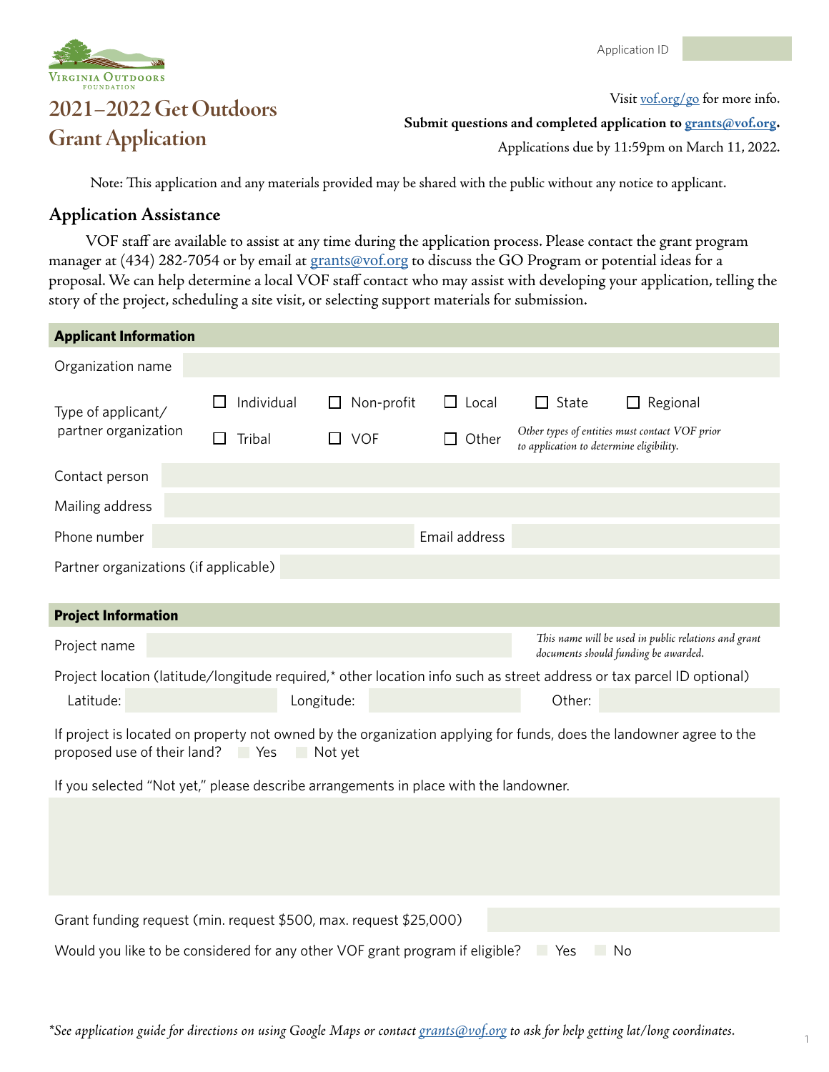Application ID

VIRGINIA OUTDOORS FOUNDATION

# 2021–2022 Get Outdoors Grant Application

Visit vof.org/go for more info.

**Submit questions and completed application to grants@vof.org.**

Applications due by 11:59pm on March 11, 2022.

Note: This application and any materials provided may be shared with the public without any notice to applicant.

## Application Assistance

VOF staff are available to assist at any time during the application process. Please contact the grant program manager at (434) 282-7054 or by email at grants@vof.org to discuss the GO Program or potential ideas for a proposal. We can help determine a local VOF staff contact who may assist with developing your application, telling the story of the project, scheduling a site visit, or selecting support materials for submission.

### Applicant Information

Organization name

Type of applicant/ partner organization

☐ Individual ☐ Non-profit ☐ Local ☐ State ☐ Regional

☐ Tribal ☐ VOF ☐ Other

*Other types of entities must contact VOF prior to application to determine eligibility.*

Contact person

Mailing address

Phone number | Email address

Partner organizations (if applicable)

### Project Information

Project name

*This name will be used in public relations and grant documents should funding be awarded.*

Project location (latitude/longitude required,* other location info such as street address or tax parcel ID optional)

Latitude: | Longitude: | Other:

If project is located on property not owned by the organization applying for funds, does the landowner agree to the proposed use of their land? ☐ Yes ☐ Not yet

If you selected "Not yet," please describe arrangements in place with the landowner.

Grant funding request (min. request $500, max. request $25,000)

Would you like to be considered for any other VOF grant program if eligible? ☐ Yes ☐ No

*\*See application guide for directions on using Google Maps or contact grants@vof.org to ask for help getting lat/long coordinates.*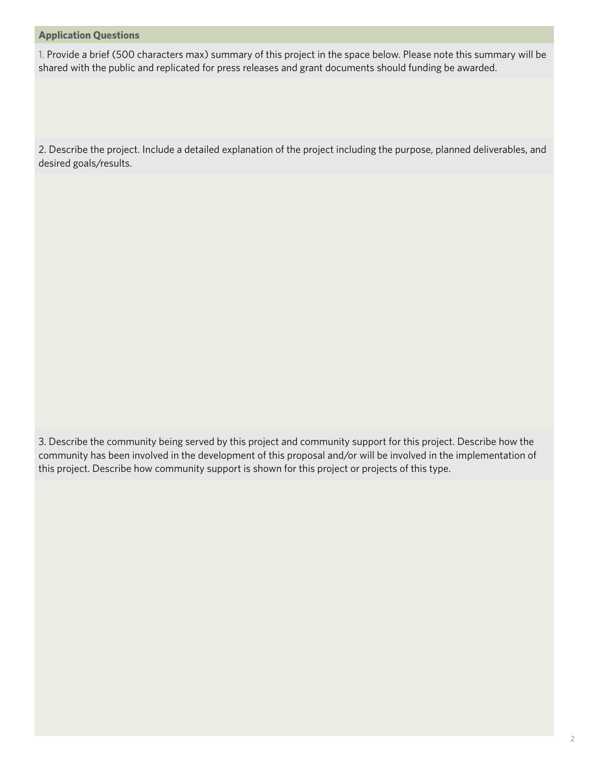## Application Questions

1. Provide a brief (500 characters max) summary of this project in the space below. Please note this summary will be shared with the public and replicated for press releases and grant documents should funding be awarded.

2. Describe the project. Include a detailed explanation of the project including the purpose, planned deliverables, and desired goals/results.

3. Describe the community being served by this project and community support for this project. Describe how the community has been involved in the development of this proposal and/or will be involved in the implementation of this project. Describe how community support is shown for this project or projects of this type.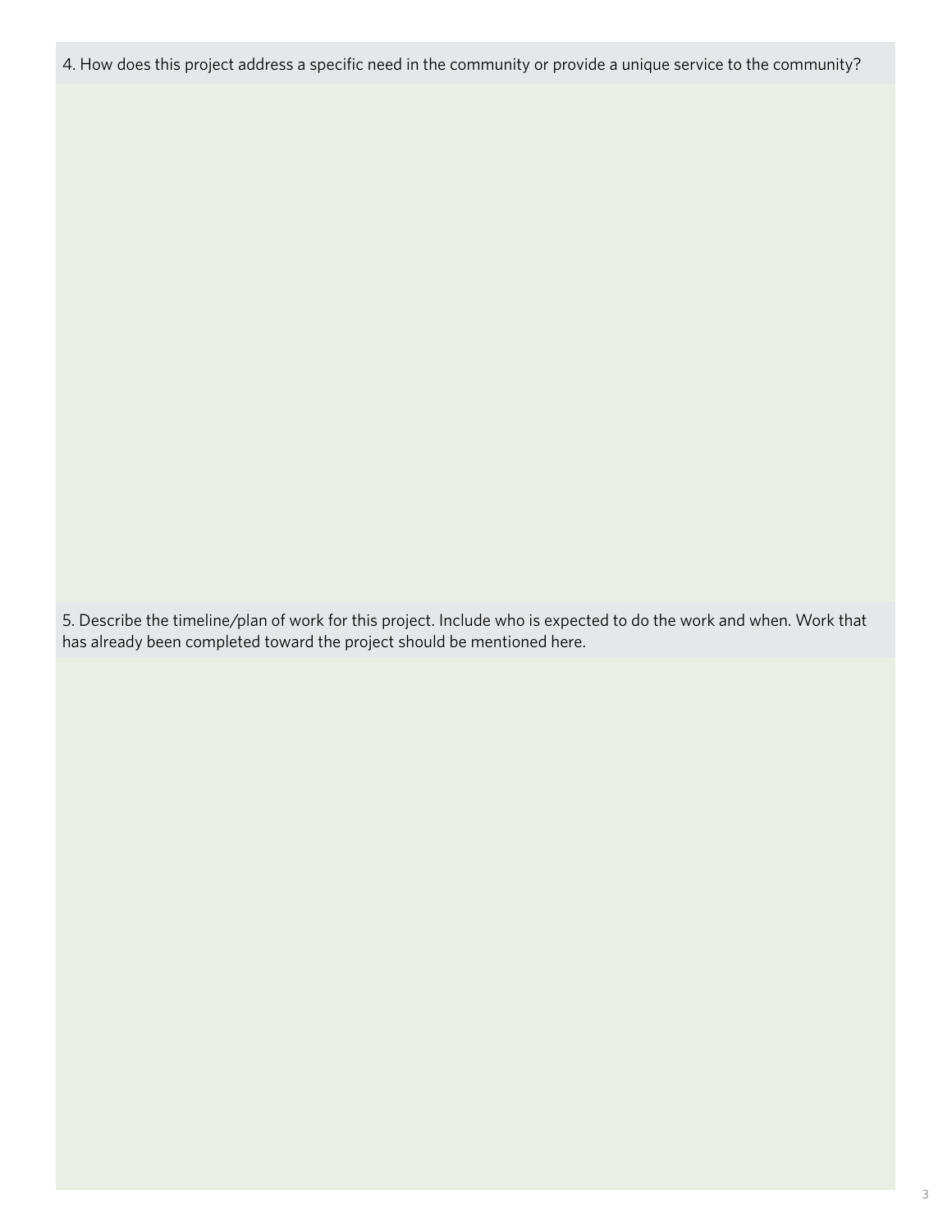4. How does this project address a specific need in the community or provide a unique service to the community?

5. Describe the timeline/plan of work for this project. Include who is expected to do the work and when. Work that has already been completed toward the project should be mentioned here.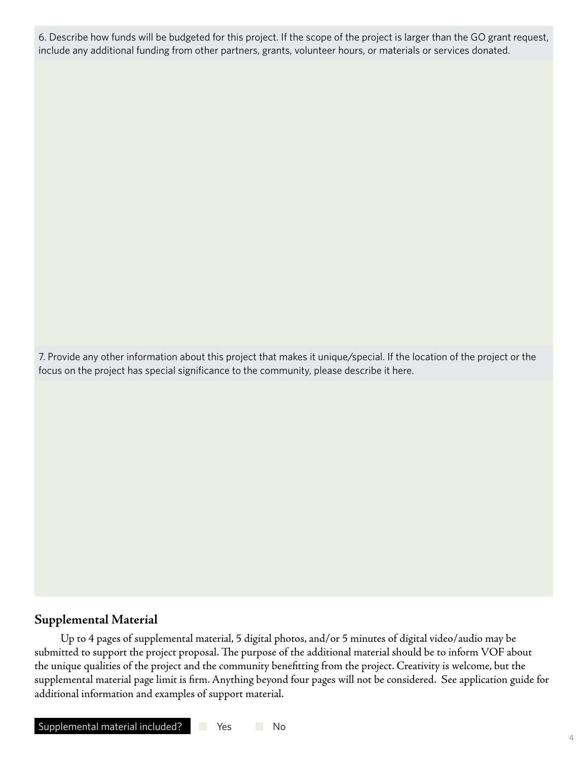6. Describe how funds will be budgeted for this project. If the scope of the project is larger than the GO grant request, include any additional funding from other partners, grants, volunteer hours, or materials or services donated.

7. Provide any other information about this project that makes it unique/special. If the location of the project or the focus on the project has special significance to the community, please describe it here.

## Supplemental Material

Up to 4 pages of supplemental material, 5 digital photos, and/or 5 minutes of digital video/audio may be submitted to support the project proposal. The purpose of the additional material should be to inform VOF about the unique qualities of the project and the community benefitting from the project. Creativity is welcome, but the supplemental material page limit is firm. Anything beyond four pages will not be considered. See application guide for additional information and examples of support material.

Supplemental material included? ☐ Yes ☐ No